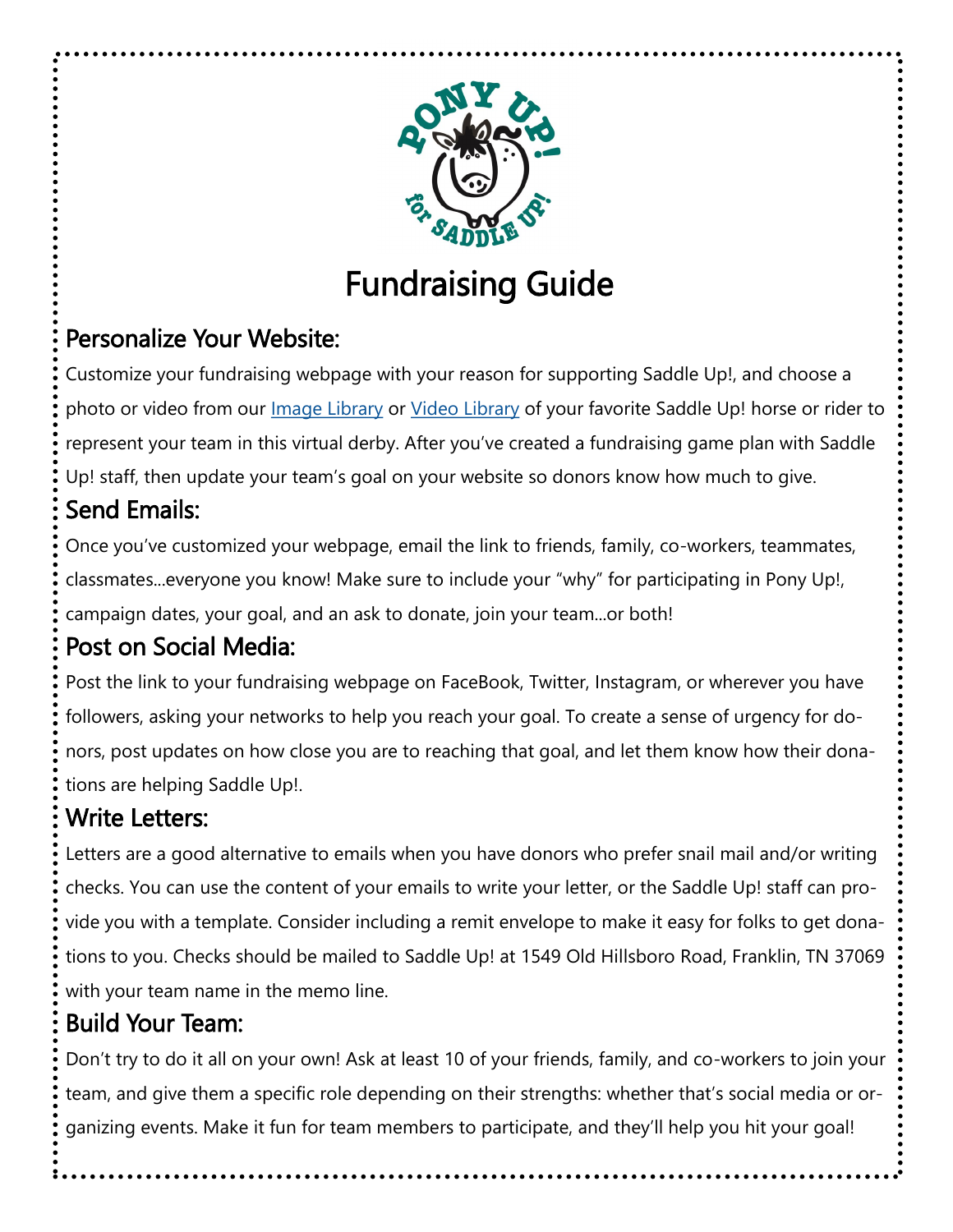# Fundraising Guide

## Personalize Your Website:

Customize your fundraising webpage with your reason for supporting Saddle Up!, and choose a photo or video from our Image Library or Video Library of your favorite Saddle Up! horse or rider to represent your team in this virtual derby. After you've created a fundraising game plan with Saddle Up! staff, then update your team's goal on your website so donors know how much to give.

## Send Emails:

Once you've customized your webpage, email the link to friends, family, co-workers, teammates, classmates...everyone you know! Make sure to include your "why" for participating in Pony Up!, campaign dates, your goal, and an ask to donate, join your team...or both!

## Post on Social Media:

Post the link to your fundraising webpage on FaceBook, Twitter, Instagram, or wherever you have followers, asking your networks to help you reach your goal. To create a sense of urgency for donors, post updates on how close you are to reaching that goal, and let them know how their donations are helping Saddle Up!.

## Write Letters:

Letters are a good alternative to emails when you have donors who prefer snail mail and/or writing checks. You can use the content of your emails to write your letter, or the Saddle Up! staff can provide you with a template. Consider including a remit envelope to make it easy for folks to get donations to you. Checks should be mailed to Saddle Up! at 1549 Old Hillsboro Road, Franklin, TN 37069 with your team name in the memo line.

## Build Your Team:

Don't try to do it all on your own! Ask at least 10 of your friends, family, and co-workers to join your team, and give them a specific role depending on their strengths: whether that's social media or organizing events. Make it fun for team members to participate, and they'll help you hit your goal!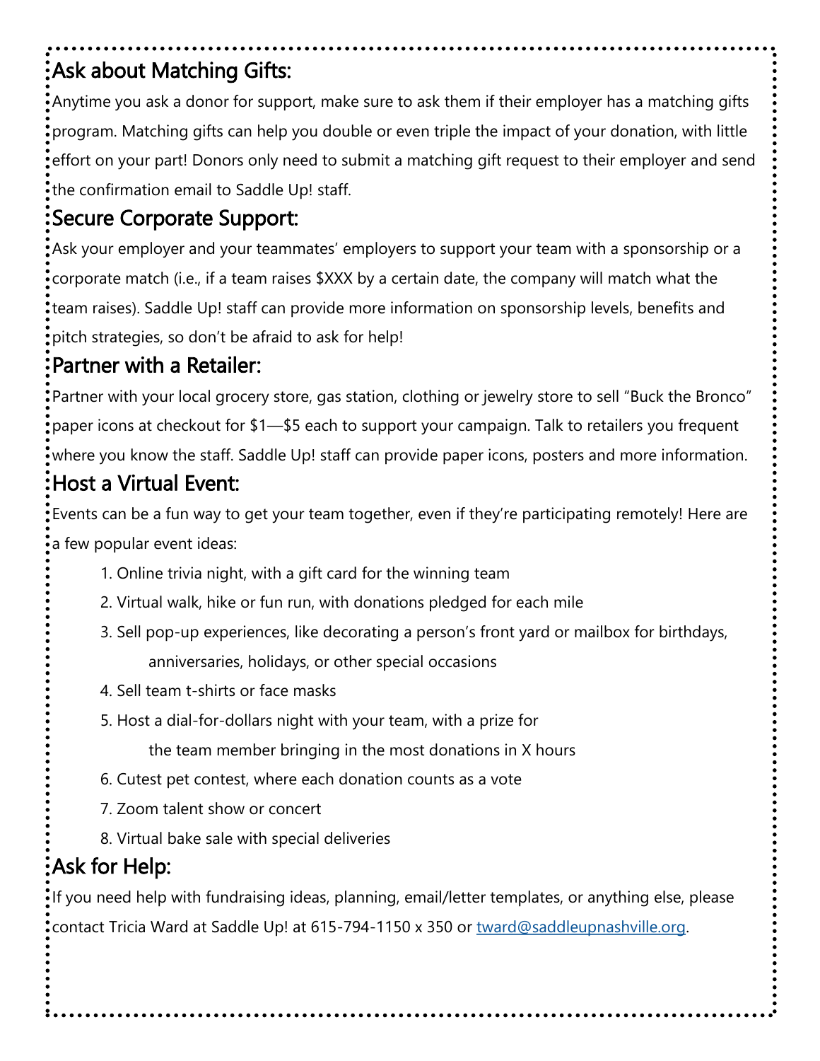## Ask about Matching Gifts:

Anytime you ask a donor for support, make sure to ask them if their employer has a matching gifts program. Matching gifts can help you double or even triple the impact of your donation, with little effort on your part! Donors only need to submit a matching gift request to their employer and send the confirmation email to Saddle Up! staff.

## Secure Corporate Support:

Ask your employer and your teammates' employers to support your team with a sponsorship or a corporate match (i.e., if a team raises $XXX by a certain date, the company will match what the team raises). Saddle Up! staff can provide more information on sponsorship levels, benefits and pitch strategies, so don't be afraid to ask for help!

## Partner with a Retailer:

Partner with your local grocery store, gas station, clothing or jewelry store to sell "Buck the Bronco" paper icons at checkout for $1—$5 each to support your campaign. Talk to retailers you frequent where you know the staff. Saddle Up! staff can provide paper icons, posters and more information.

## Host a Virtual Event:

Events can be a fun way to get your team together, even if they're participating remotely! Here are a few popular event ideas:

1. Online trivia night, with a gift card for the winning team
2. Virtual walk, hike or fun run, with donations pledged for each mile
3. Sell pop-up experiences, like decorating a person's front yard or mailbox for birthdays, anniversaries, holidays, or other special occasions
4. Sell team t-shirts or face masks
5. Host a dial-for-dollars night with your team, with a prize for the team member bringing in the most donations in X hours
6. Cutest pet contest, where each donation counts as a vote
7. Zoom talent show or concert
8. Virtual bake sale with special deliveries

## Ask for Help:

If you need help with fundraising ideas, planning, email/letter templates, or anything else, please contact Tricia Ward at Saddle Up! at 615-794-1150 x 350 or [tward@saddleupnashville.org](mailto:tward@saddleupnashville.org).